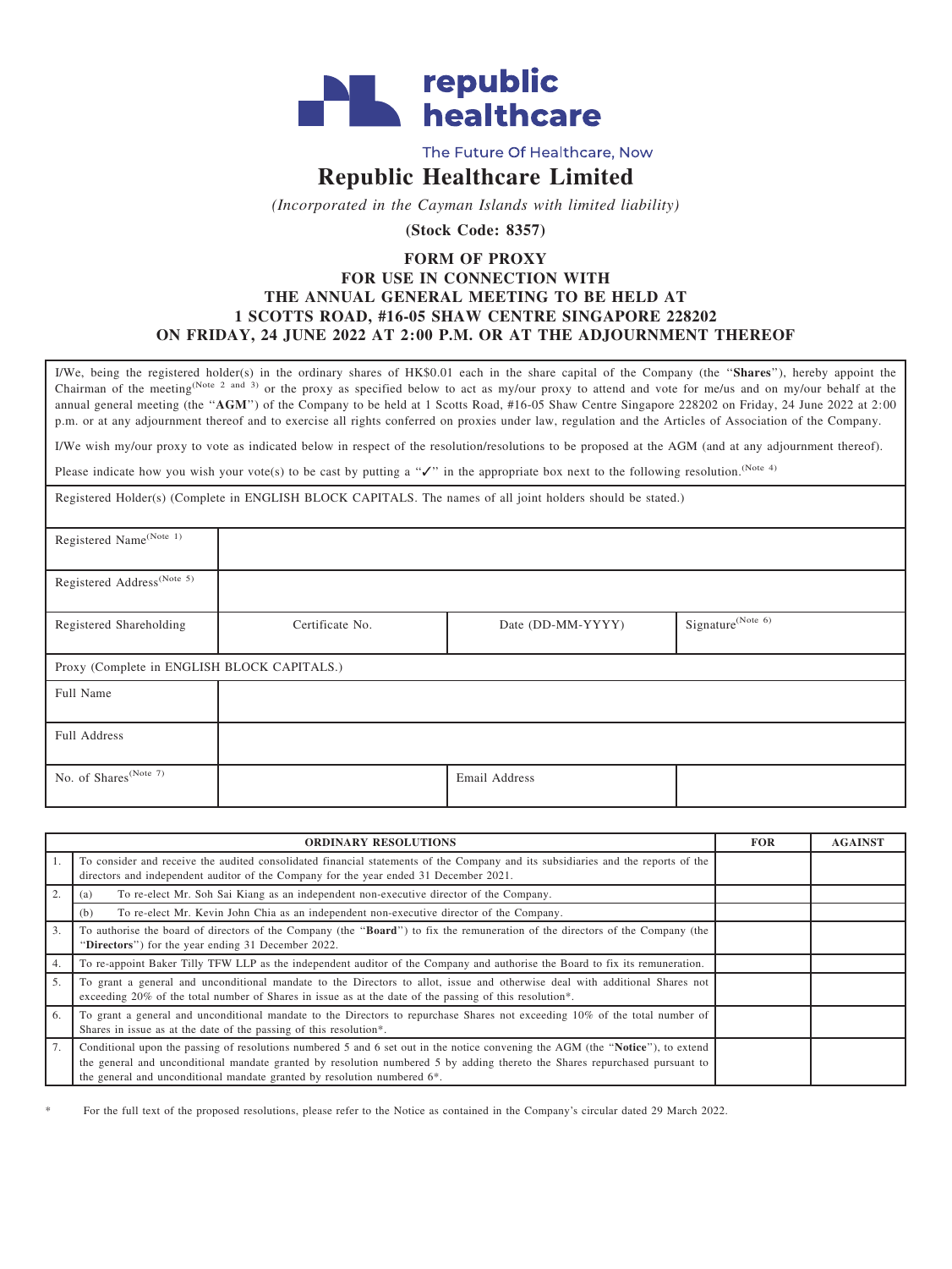republic healthcare

The Future Of Healthcare, Now

# Republic Healthcare Limited

*(Incorporated in the Cayman Islands with limited liability)*

**(Stock Code: 8357)**

## FORM OF PROXY FOR USE IN CONNECTION WITH THE ANNUAL GENERAL MEETING TO BE HELD AT 1 SCOTTS ROAD, #16-05 SHAW CENTRE SINGAPORE 228202 ON FRIDAY, 24 JUNE 2022 AT 2:00 P.M. OR AT THE ADJOURNMENT THEREOF

I/We, being the registered holder(s) in the ordinary shares of HK$0.01 each in the share capital of the Company (the "**Shares**"), hereby appoint the Chairman of the meeting(Note 2 and 3) or the proxy as specified below to act as my/our proxy to attend and vote for me/us and on my/our behalf at the annual general meeting (the "**AGM**") of the Company to be held at 1 Scotts Road, #16-05 Shaw Centre Singapore 228202 on Friday, 24 June 2022 at 2:00 p.m. or at any adjournment thereof and to exercise all rights conferred on proxies under law, regulation and the Articles of Association of the Company.

I/We wish my/our proxy to vote as indicated below in respect of the resolution/resolutions to be proposed at the AGM (and at any adjournment thereof).

Please indicate how you wish your vote(s) to be cast by putting a "✓" in the appropriate box next to the following resolution.(Note 4)

| | | | |
|---|---|---|---|
| Registered Holder(s) (Complete in ENGLISH BLOCK CAPITALS. The names of all joint holders should be stated.) | | | |
| Registered Name(Note 1) | | | |
| Registered Address(Note 5) | | | |
| Registered Shareholding | Certificate No. | Date (DD-MM-YYYY) | Signature(Note 6) |
| Proxy (Complete in ENGLISH BLOCK CAPITALS.) | | | |
| Full Name | | | |
| Full Address | | | |
| No. of Shares(Note 7) | | Email Address | |

| | ORDINARY RESOLUTIONS | FOR | AGAINST |
|---|---|---|---|
| 1. | To consider and receive the audited consolidated financial statements of the Company and its subsidiaries and the reports of the directors and independent auditor of the Company for the year ended 31 December 2021. | | |
| 2. | (a) To re-elect Mr. Soh Sai Kiang as an independent non-executive director of the Company. | | |
| | (b) To re-elect Mr. Kevin John Chia as an independent non-executive director of the Company. | | |
| 3. | To authorise the board of directors of the Company (the "**Board**") to fix the remuneration of the directors of the Company (the "**Directors**") for the year ending 31 December 2022. | | |
| 4. | To re-appoint Baker Tilly TFW LLP as the independent auditor of the Company and authorise the Board to fix its remuneration. | | |
| 5. | To grant a general and unconditional mandate to the Directors to allot, issue and otherwise deal with additional Shares not exceeding 20% of the total number of Shares in issue as at the date of the passing of this resolution*. | | |
| 6. | To grant a general and unconditional mandate to the Directors to repurchase Shares not exceeding 10% of the total number of Shares in issue as at the date of the passing of this resolution*. | | |
| 7. | Conditional upon the passing of resolutions numbered 5 and 6 set out in the notice convening the AGM (the "**Notice**"), to extend the general and unconditional mandate granted by resolution numbered 5 by adding thereto the Shares repurchased pursuant to the general and unconditional mandate granted by resolution numbered 6*. | | |

\* For the full text of the proposed resolutions, please refer to the Notice as contained in the Company's circular dated 29 March 2022.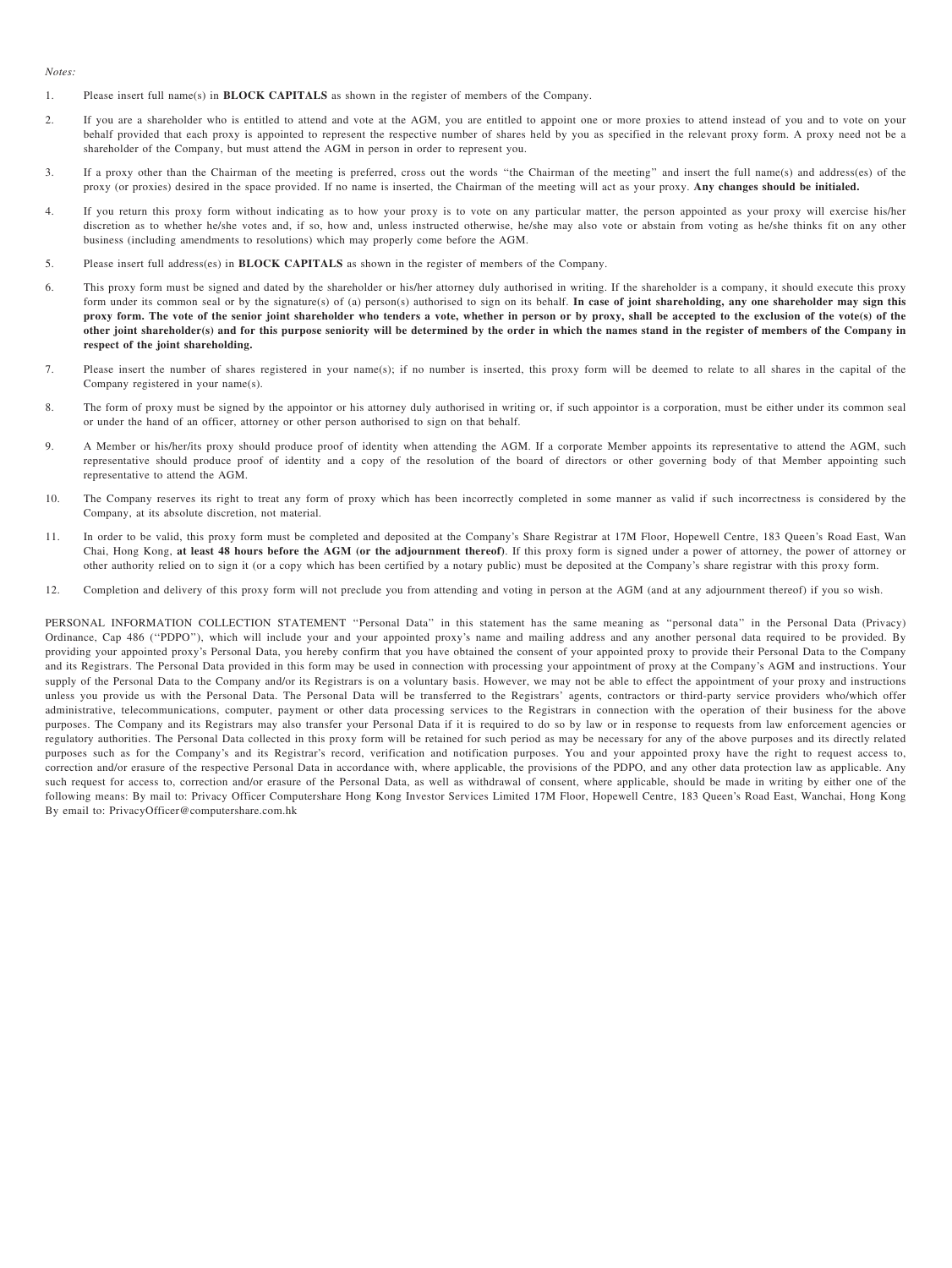*Notes:*

1. Please insert full name(s) in **BLOCK CAPITALS** as shown in the register of members of the Company.

2. If you are a shareholder who is entitled to attend and vote at the AGM, you are entitled to appoint one or more proxies to attend instead of you and to vote on your behalf provided that each proxy is appointed to represent the respective number of shares held by you as specified in the relevant proxy form. A proxy need not be a shareholder of the Company, but must attend the AGM in person in order to represent you.

3. If a proxy other than the Chairman of the meeting is preferred, cross out the words ''the Chairman of the meeting'' and insert the full name(s) and address(es) of the proxy (or proxies) desired in the space provided. If no name is inserted, the Chairman of the meeting will act as your proxy. **Any changes should be initialed.**

4. If you return this proxy form without indicating as to how your proxy is to vote on any particular matter, the person appointed as your proxy will exercise his/her discretion as to whether he/she votes and, if so, how and, unless instructed otherwise, he/she may also vote or abstain from voting as he/she thinks fit on any other business (including amendments to resolutions) which may properly come before the AGM.

5. Please insert full address(es) in **BLOCK CAPITALS** as shown in the register of members of the Company.

6. This proxy form must be signed and dated by the shareholder or his/her attorney duly authorised in writing. If the shareholder is a company, it should execute this proxy form under its common seal or by the signature(s) of (a) person(s) authorised to sign on its behalf. **In case of joint shareholding, any one shareholder may sign this proxy form. The vote of the senior joint shareholder who tenders a vote, whether in person or by proxy, shall be accepted to the exclusion of the vote(s) of the other joint shareholder(s) and for this purpose seniority will be determined by the order in which the names stand in the register of members of the Company in respect of the joint shareholding.**

7. Please insert the number of shares registered in your name(s); if no number is inserted, this proxy form will be deemed to relate to all shares in the capital of the Company registered in your name(s).

8. The form of proxy must be signed by the appointor or his attorney duly authorised in writing or, if such appointor is a corporation, must be either under its common seal or under the hand of an officer, attorney or other person authorised to sign on that behalf.

9. A Member or his/her/its proxy should produce proof of identity when attending the AGM. If a corporate Member appoints its representative to attend the AGM, such representative should produce proof of identity and a copy of the resolution of the board of directors or other governing body of that Member appointing such representative to attend the AGM.

10. The Company reserves its right to treat any form of proxy which has been incorrectly completed in some manner as valid if such incorrectness is considered by the Company, at its absolute discretion, not material.

11. In order to be valid, this proxy form must be completed and deposited at the Company's Share Registrar at 17M Floor, Hopewell Centre, 183 Queen's Road East, Wan Chai, Hong Kong, **at least 48 hours before the AGM (or the adjournment thereof)**. If this proxy form is signed under a power of attorney, the power of attorney or other authority relied on to sign it (or a copy which has been certified by a notary public) must be deposited at the Company's share registrar with this proxy form.

12. Completion and delivery of this proxy form will not preclude you from attending and voting in person at the AGM (and at any adjournment thereof) if you so wish.

PERSONAL INFORMATION COLLECTION STATEMENT ''Personal Data'' in this statement has the same meaning as ''personal data'' in the Personal Data (Privacy) Ordinance, Cap 486 (''PDPO''), which will include your and your appointed proxy's name and mailing address and any another personal data required to be provided. By providing your appointed proxy's Personal Data, you hereby confirm that you have obtained the consent of your appointed proxy to provide their Personal Data to the Company and its Registrars. The Personal Data provided in this form may be used in connection with processing your appointment of proxy at the Company's AGM and instructions. Your supply of the Personal Data to the Company and/or its Registrars is on a voluntary basis. However, we may not be able to effect the appointment of your proxy and instructions unless you provide us with the Personal Data. The Personal Data will be transferred to the Registrars' agents, contractors or third-party service providers who/which offer administrative, telecommunications, computer, payment or other data processing services to the Registrars in connection with the operation of their business for the above purposes. The Company and its Registrars may also transfer your Personal Data if it is required to do so by law or in response to requests from law enforcement agencies or regulatory authorities. The Personal Data collected in this proxy form will be retained for such period as may be necessary for any of the above purposes and its directly related purposes such as for the Company's and its Registrar's record, verification and notification purposes. You and your appointed proxy have the right to request access to, correction and/or erasure of the respective Personal Data in accordance with, where applicable, the provisions of the PDPO, and any other data protection law as applicable. Any such request for access to, correction and/or erasure of the Personal Data, as well as withdrawal of consent, where applicable, should be made in writing by either one of the following means: By mail to: Privacy Officer Computershare Hong Kong Investor Services Limited 17M Floor, Hopewell Centre, 183 Queen's Road East, Wanchai, Hong Kong By email to: PrivacyOfficer@computershare.com.hk